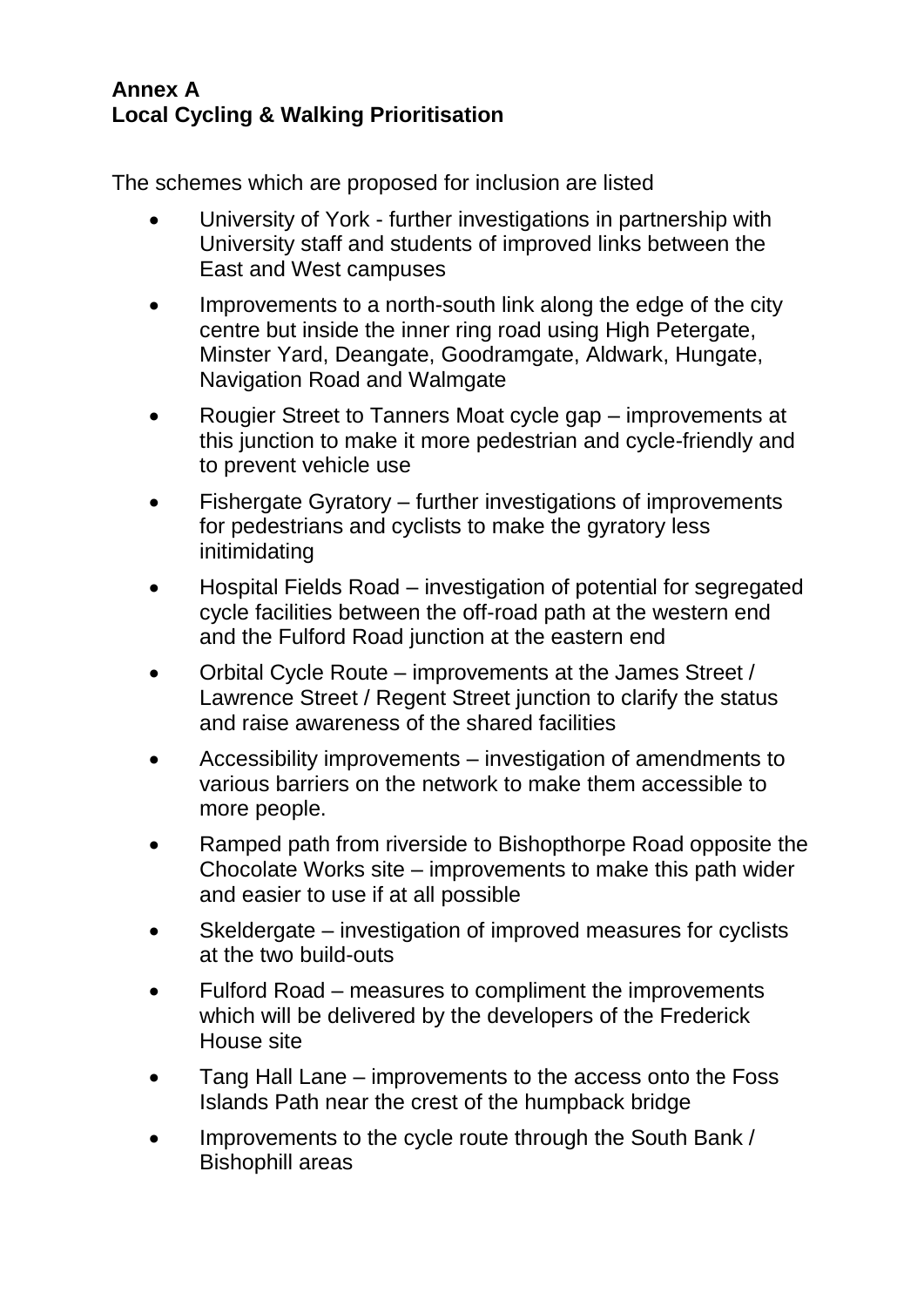**Annex A**
**Local Cycling & Walking Prioritisation**

The schemes which are proposed for inclusion are listed

- University of York - further investigations in partnership with University staff and students of improved links between the East and West campuses
- Improvements to a north-south link along the edge of the city centre but inside the inner ring road using High Petergate, Minster Yard, Deangate, Goodramgate, Aldwark, Hungate, Navigation Road and Walmgate
- Rougier Street to Tanners Moat cycle gap – improvements at this junction to make it more pedestrian and cycle-friendly and to prevent vehicle use
- Fishergate Gyratory – further investigations of improvements for pedestrians and cyclists to make the gyratory less initimidating
- Hospital Fields Road – investigation of potential for segregated cycle facilities between the off-road path at the western end and the Fulford Road junction at the eastern end
- Orbital Cycle Route – improvements at the James Street / Lawrence Street / Regent Street junction to clarify the status and raise awareness of the shared facilities
- Accessibility improvements – investigation of amendments to various barriers on the network to make them accessible to more people.
- Ramped path from riverside to Bishopthorpe Road opposite the Chocolate Works site – improvements to make this path wider and easier to use if at all possible
- Skeldergate – investigation of improved measures for cyclists at the two build-outs
- Fulford Road – measures to compliment the improvements which will be delivered by the developers of the Frederick House site
- Tang Hall Lane – improvements to the access onto the Foss Islands Path near the crest of the humpback bridge
- Improvements to the cycle route through the South Bank / Bishophill areas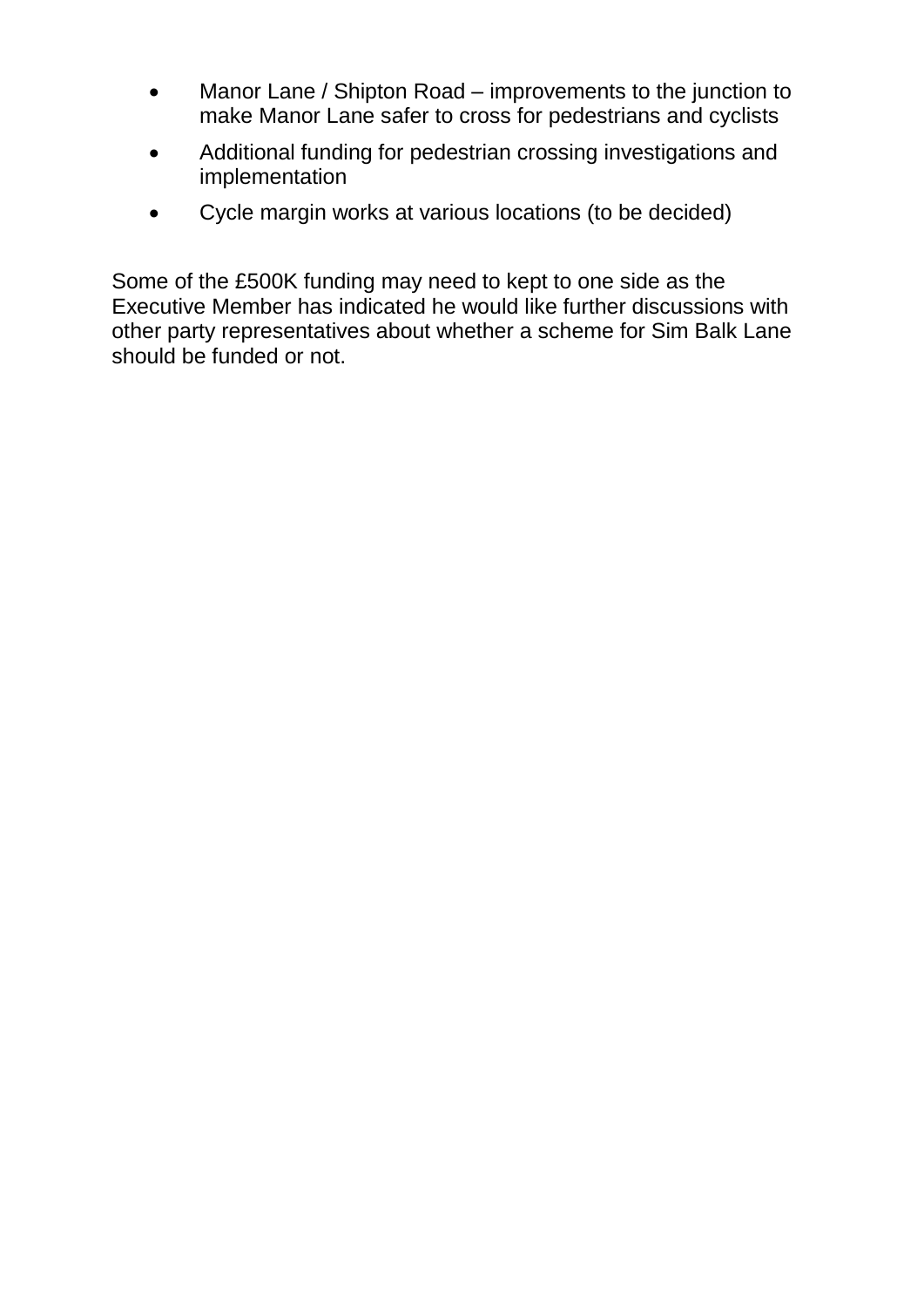- Manor Lane / Shipton Road – improvements to the junction to make Manor Lane safer to cross for pedestrians and cyclists
- Additional funding for pedestrian crossing investigations and implementation
- Cycle margin works at various locations (to be decided)

Some of the £500K funding may need to kept to one side as the Executive Member has indicated he would like further discussions with other party representatives about whether a scheme for Sim Balk Lane should be funded or not.